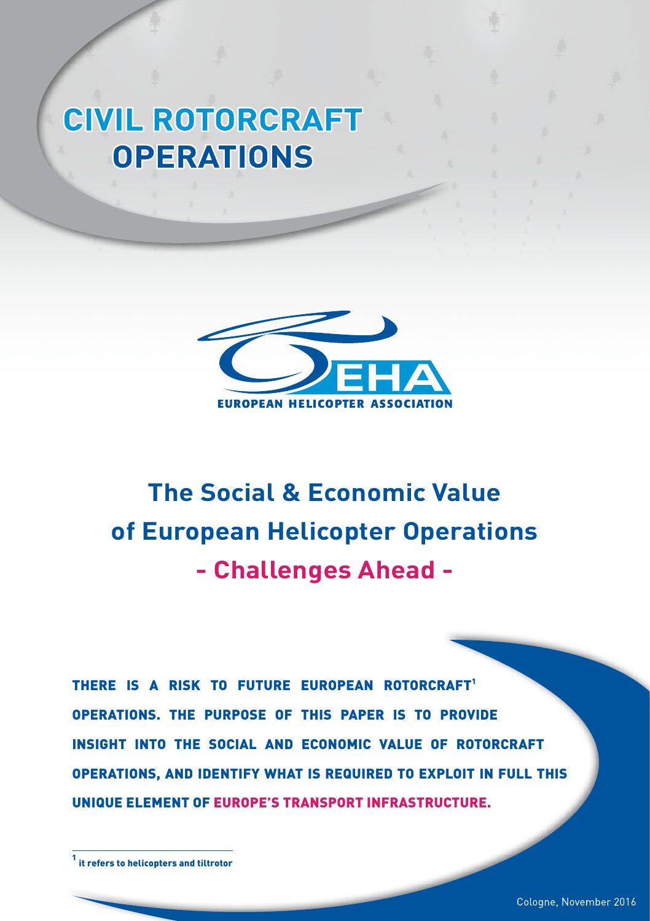# CIVIL ROTORCRAFT OPERATIONS

EUROPEAN HELICOPTER ASSOCIATION

## The Social & Economic Value of European Helicopter Operations - Challenges Ahead -

**THERE IS A RISK TO FUTURE EUROPEAN ROTORCRAFT[1] OPERATIONS. THE PURPOSE OF THIS PAPER IS TO PROVIDE INSIGHT INTO THE SOCIAL AND ECONOMIC VALUE OF ROTORCRAFT OPERATIONS, AND IDENTIFY WHAT IS REQUIRED TO EXPLOIT IN FULL THIS UNIQUE ELEMENT OF EUROPE'S TRANSPORT INFRASTRUCTURE.**

[1] it refers to helicopters and tiltrotor

Cologne, November 2016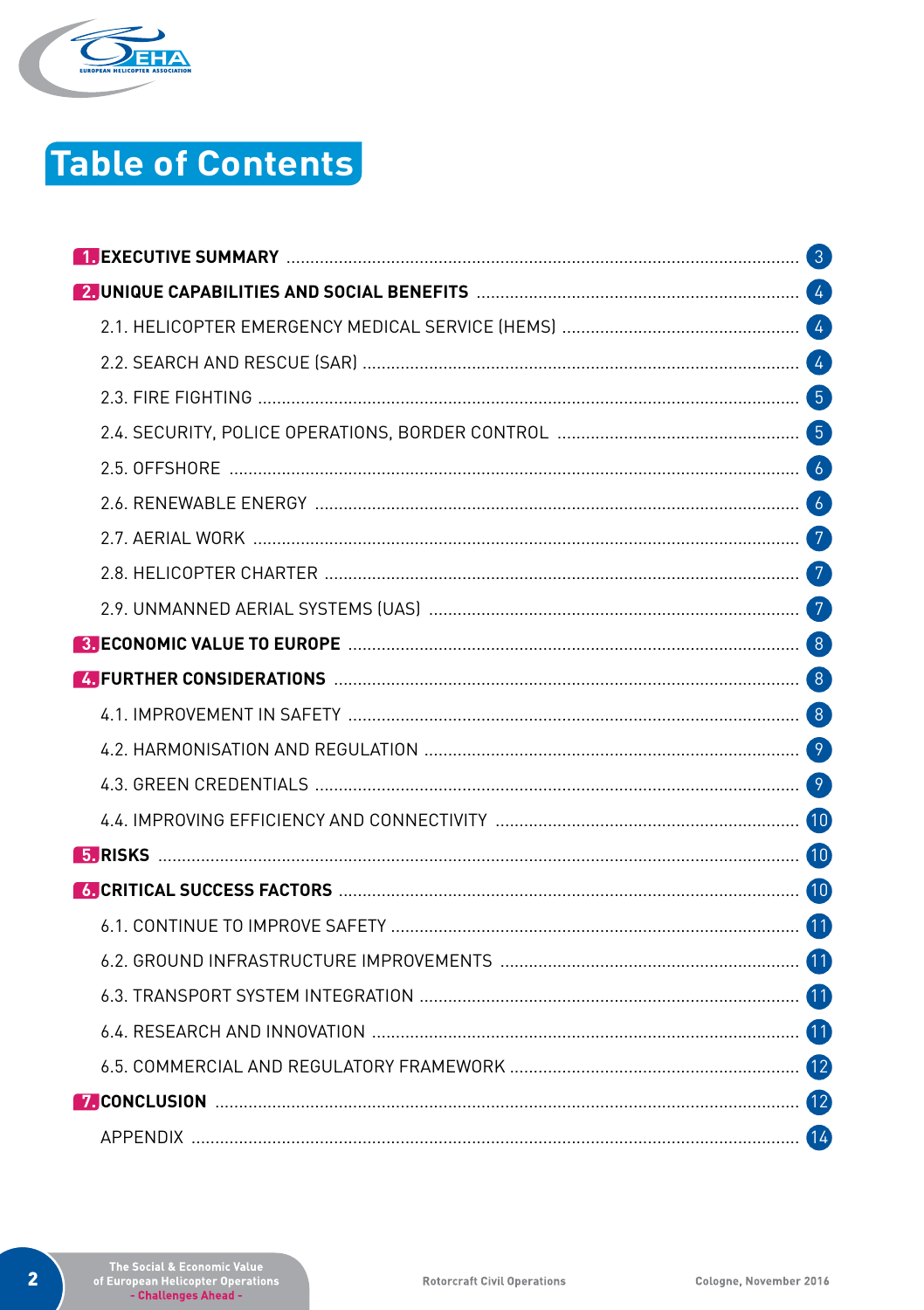# Table of Contents

| | |
|---|---|
| **1. EXECUTIVE SUMMARY** | 3 |
| **2. UNIQUE CAPABILITIES AND SOCIAL BENEFITS** | 4 |
| 2.1. HELICOPTER EMERGENCY MEDICAL SERVICE (HEMS) | 4 |
| 2.2. SEARCH AND RESCUE (SAR) | 4 |
| 2.3. FIRE FIGHTING | 5 |
| 2.4. SECURITY, POLICE OPERATIONS, BORDER CONTROL | 5 |
| 2.5. OFFSHORE | 6 |
| 2.6. RENEWABLE ENERGY | 6 |
| 2.7. AERIAL WORK | 7 |
| 2.8. HELICOPTER CHARTER | 7 |
| 2.9. UNMANNED AERIAL SYSTEMS (UAS) | 7 |
| **3. ECONOMIC VALUE TO EUROPE** | 8 |
| **4. FURTHER CONSIDERATIONS** | 8 |
| 4.1. IMPROVEMENT IN SAFETY | 8 |
| 4.2. HARMONISATION AND REGULATION | 9 |
| 4.3. GREEN CREDENTIALS | 9 |
| 4.4. IMPROVING EFFICIENCY AND CONNECTIVITY | 10 |
| **5. RISKS** | 10 |
| **6. CRITICAL SUCCESS FACTORS** | 10 |
| 6.1. CONTINUE TO IMPROVE SAFETY | 11 |
| 6.2. GROUND INFRASTRUCTURE IMPROVEMENTS | 11 |
| 6.3. TRANSPORT SYSTEM INTEGRATION | 11 |
| 6.4. RESEARCH AND INNOVATION | 11 |
| 6.5. COMMERCIAL AND REGULATORY FRAMEWORK | 12 |
| **7. CONCLUSION** | 12 |
| APPENDIX | 14 |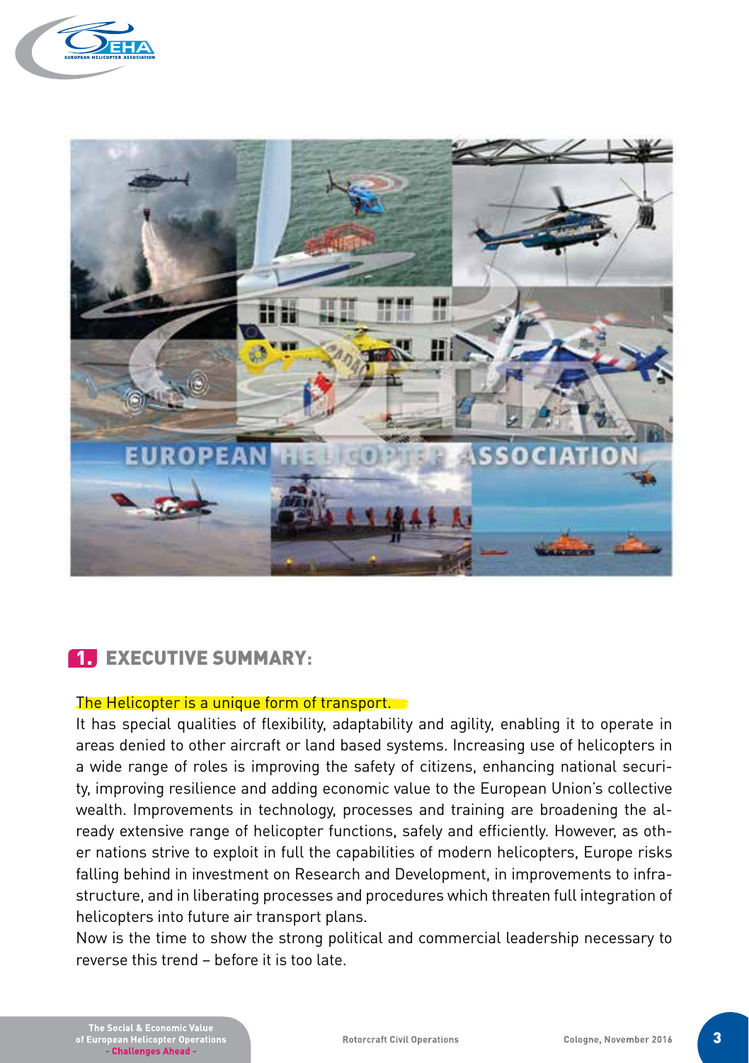## 1. EXECUTIVE SUMMARY:

The Helicopter is a unique form of transport.

It has special qualities of flexibility, adaptability and agility, enabling it to operate in areas denied to other aircraft or land based systems. Increasing use of helicopters in a wide range of roles is improving the safety of citizens, enhancing national security, improving resilience and adding economic value to the European Union's collective wealth. Improvements in technology, processes and training are broadening the already extensive range of helicopter functions, safely and efficiently. However, as other nations strive to exploit in full the capabilities of modern helicopters, Europe risks falling behind in investment on Research and Development, in improvements to infrastructure, and in liberating processes and procedures which threaten full integration of helicopters into future air transport plans.

Now is the time to show the strong political and commercial leadership necessary to reverse this trend – before it is too late.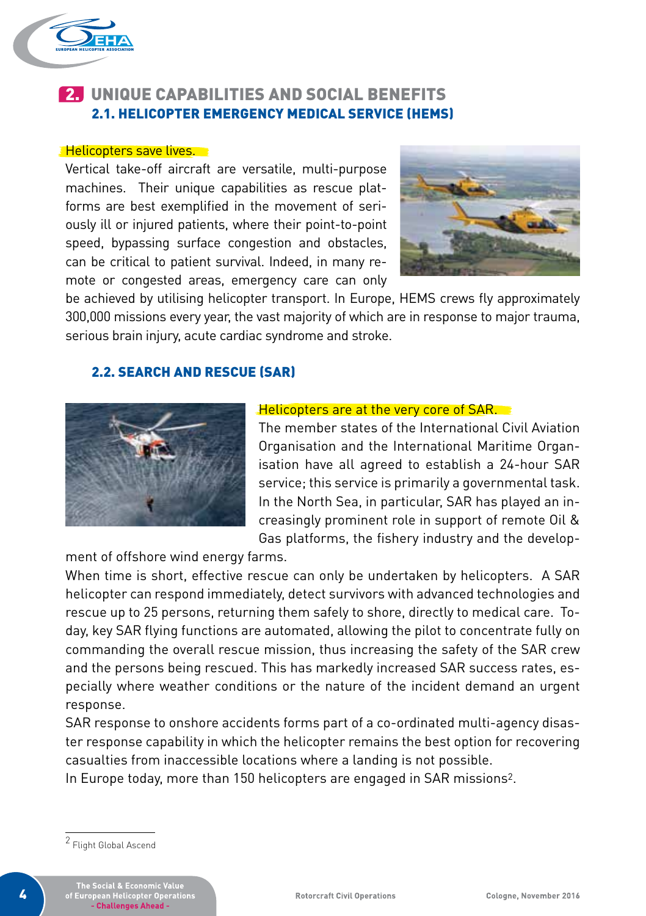## 2. UNIQUE CAPABILITIES AND SOCIAL BENEFITS

### 2.1. HELICOPTER EMERGENCY MEDICAL SERVICE (HEMS)

Helicopters save lives.

Vertical take-off aircraft are versatile, multi-purpose machines. Their unique capabilities as rescue platforms are best exemplified in the movement of seriously ill or injured patients, where their point-to-point speed, bypassing surface congestion and obstacles, can be critical to patient survival. Indeed, in many remote or congested areas, emergency care can only be achieved by utilising helicopter transport. In Europe, HEMS crews fly approximately 300,000 missions every year, the vast majority of which are in response to major trauma, serious brain injury, acute cardiac syndrome and stroke.

### 2.2. SEARCH AND RESCUE (SAR)

Helicopters are at the very core of SAR.

The member states of the International Civil Aviation Organisation and the International Maritime Organisation have all agreed to establish a 24-hour SAR service; this service is primarily a governmental task. In the North Sea, in particular, SAR has played an increasingly prominent role in support of remote Oil & Gas platforms, the fishery industry and the development of offshore wind energy farms.

When time is short, effective rescue can only be undertaken by helicopters. A SAR helicopter can respond immediately, detect survivors with advanced technologies and rescue up to 25 persons, returning them safely to shore, directly to medical care. Today, key SAR flying functions are automated, allowing the pilot to concentrate fully on commanding the overall rescue mission, thus increasing the safety of the SAR crew and the persons being rescued. This has markedly increased SAR success rates, especially where weather conditions or the nature of the incident demand an urgent response.

SAR response to onshore accidents forms part of a co-ordinated multi-agency disaster response capability in which the helicopter remains the best option for recovering casualties from inaccessible locations where a landing is not possible.

In Europe today, more than 150 helicopters are engaged in SAR missions[2].

---

[2] Flight Global Ascend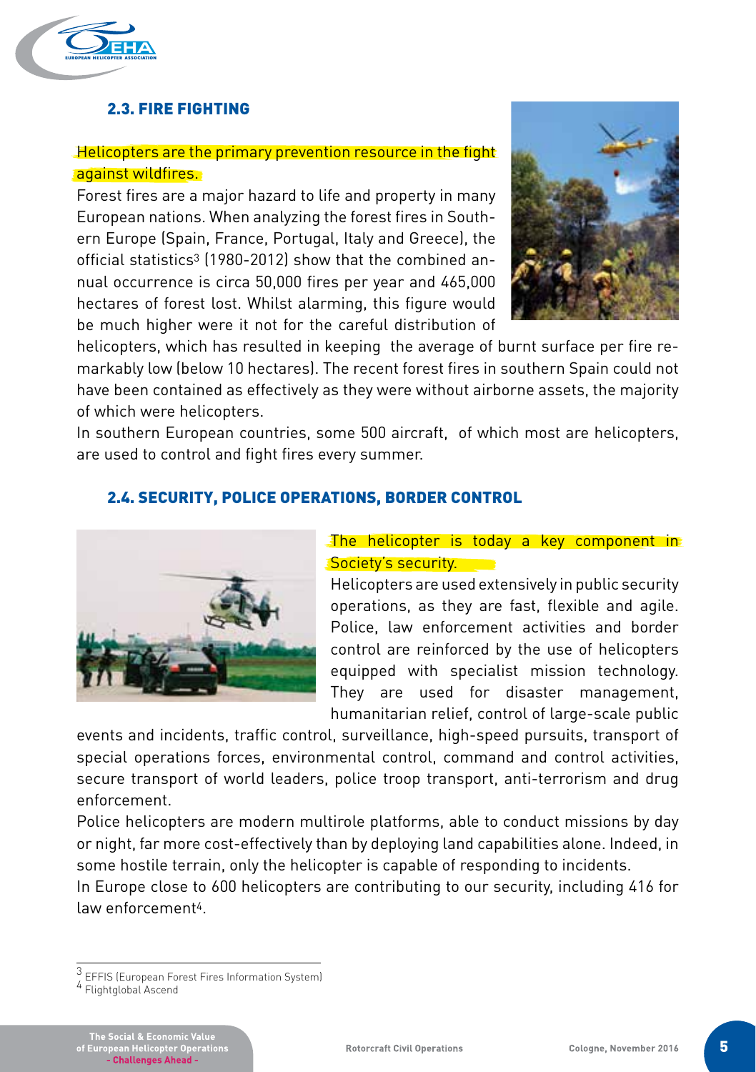## 2.3. FIRE FIGHTING

Helicopters are the primary prevention resource in the fight against wildfires.

Forest fires are a major hazard to life and property in many European nations. When analyzing the forest fires in Southern Europe (Spain, France, Portugal, Italy and Greece), the official statistics[3] (1980-2012) show that the combined annual occurrence is circa 50,000 fires per year and 465,000 hectares of forest lost. Whilst alarming, this figure would be much higher were it not for the careful distribution of helicopters, which has resulted in keeping the average of burnt surface per fire remarkably low (below 10 hectares). The recent forest fires in southern Spain could not have been contained as effectively as they were without airborne assets, the majority of which were helicopters.

In southern European countries, some 500 aircraft, of which most are helicopters, are used to control and fight fires every summer.

## 2.4. SECURITY, POLICE OPERATIONS, BORDER CONTROL

The helicopter is today a key component in Society's security.

Helicopters are used extensively in public security operations, as they are fast, flexible and agile. Police, law enforcement activities and border control are reinforced by the use of helicopters equipped with specialist mission technology. They are used for disaster management, humanitarian relief, control of large-scale public events and incidents, traffic control, surveillance, high-speed pursuits, transport of special operations forces, environmental control, command and control activities, secure transport of world leaders, police troop transport, anti-terrorism and drug enforcement.

Police helicopters are modern multirole platforms, able to conduct missions by day or night, far more cost-effectively than by deploying land capabilities alone. Indeed, in some hostile terrain, only the helicopter is capable of responding to incidents.

In Europe close to 600 helicopters are contributing to our security, including 416 for law enforcement[4].

---

[3] EFFIS (European Forest Fires Information System)

[4] Flightglobal Ascend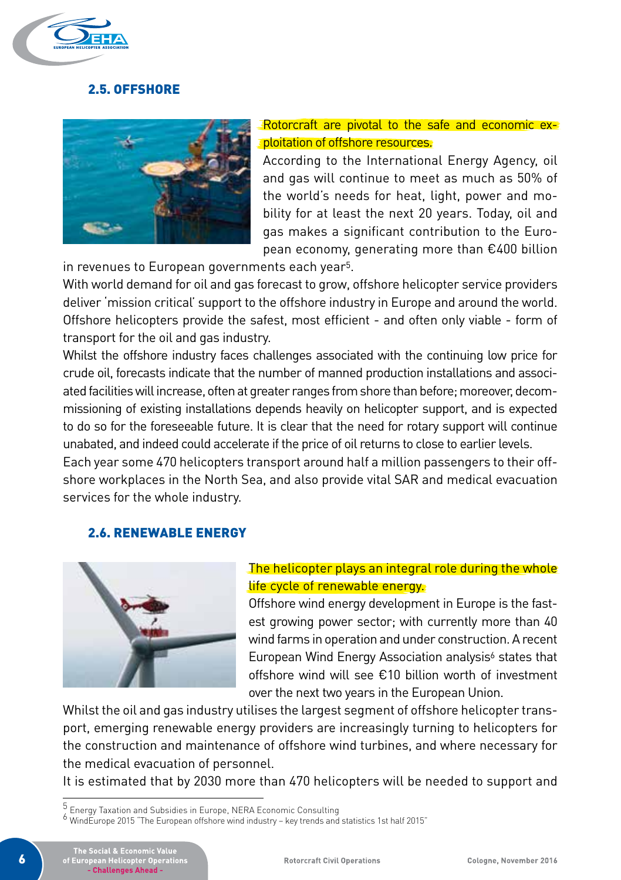## 2.5. OFFSHORE

Rotorcraft are pivotal to the safe and economic exploitation of offshore resources.

According to the International Energy Agency, oil and gas will continue to meet as much as 50% of the world's needs for heat, light, power and mobility for at least the next 20 years. Today, oil and gas makes a significant contribution to the European economy, generating more than €400 billion in revenues to European governments each year[5].

With world demand for oil and gas forecast to grow, offshore helicopter service providers deliver 'mission critical' support to the offshore industry in Europe and around the world. Offshore helicopters provide the safest, most efficient - and often only viable - form of transport for the oil and gas industry.

Whilst the offshore industry faces challenges associated with the continuing low price for crude oil, forecasts indicate that the number of manned production installations and associated facilities will increase, often at greater ranges from shore than before; moreover, decommissioning of existing installations depends heavily on helicopter support, and is expected to do so for the foreseeable future. It is clear that the need for rotary support will continue unabated, and indeed could accelerate if the price of oil returns to close to earlier levels.

Each year some 470 helicopters transport around half a million passengers to their offshore workplaces in the North Sea, and also provide vital SAR and medical evacuation services for the whole industry.

## 2.6. RENEWABLE ENERGY

The helicopter plays an integral role during the whole life cycle of renewable energy.

Offshore wind energy development in Europe is the fastest growing power sector; with currently more than 40 wind farms in operation and under construction. A recent European Wind Energy Association analysis[6] states that offshore wind will see €10 billion worth of investment over the next two years in the European Union.

Whilst the oil and gas industry utilises the largest segment of offshore helicopter transport, emerging renewable energy providers are increasingly turning to helicopters for the construction and maintenance of offshore wind turbines, and where necessary for the medical evacuation of personnel.

It is estimated that by 2030 more than 470 helicopters will be needed to support and

---

[5] Energy Taxation and Subsidies in Europe, NERA Economic Consulting

[6] WindEurope 2015 "The European offshore wind industry – key trends and statistics 1st half 2015"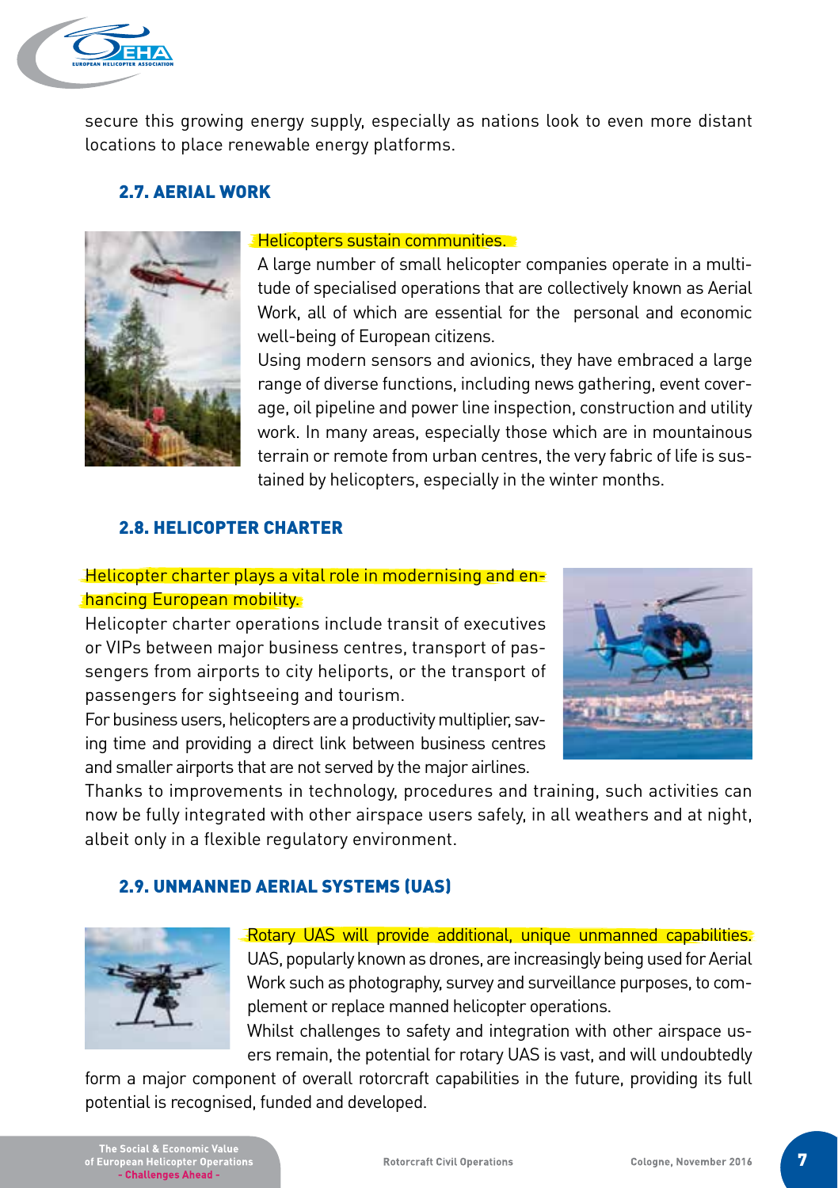secure this growing energy supply, especially as nations look to even more distant locations to place renewable energy platforms.

### 2.7. AERIAL WORK

Helicopters sustain communities.

A large number of small helicopter companies operate in a multitude of specialised operations that are collectively known as Aerial Work, all of which are essential for the personal and economic well-being of European citizens.

Using modern sensors and avionics, they have embraced a large range of diverse functions, including news gathering, event coverage, oil pipeline and power line inspection, construction and utility work. In many areas, especially those which are in mountainous terrain or remote from urban centres, the very fabric of life is sustained by helicopters, especially in the winter months.

### 2.8. HELICOPTER CHARTER

Helicopter charter plays a vital role in modernising and enhancing European mobility.

Helicopter charter operations include transit of executives or VIPs between major business centres, transport of passengers from airports to city heliports, or the transport of passengers for sightseeing and tourism.

For business users, helicopters are a productivity multiplier, saving time and providing a direct link between business centres and smaller airports that are not served by the major airlines.

Thanks to improvements in technology, procedures and training, such activities can now be fully integrated with other airspace users safely, in all weathers and at night, albeit only in a flexible regulatory environment.

### 2.9. UNMANNED AERIAL SYSTEMS (UAS)

Rotary UAS will provide additional, unique unmanned capabilities.

UAS, popularly known as drones, are increasingly being used for Aerial Work such as photography, survey and surveillance purposes, to complement or replace manned helicopter operations.

Whilst challenges to safety and integration with other airspace users remain, the potential for rotary UAS is vast, and will undoubtedly form a major component of overall rotorcraft capabilities in the future, providing its full potential is recognised, funded and developed.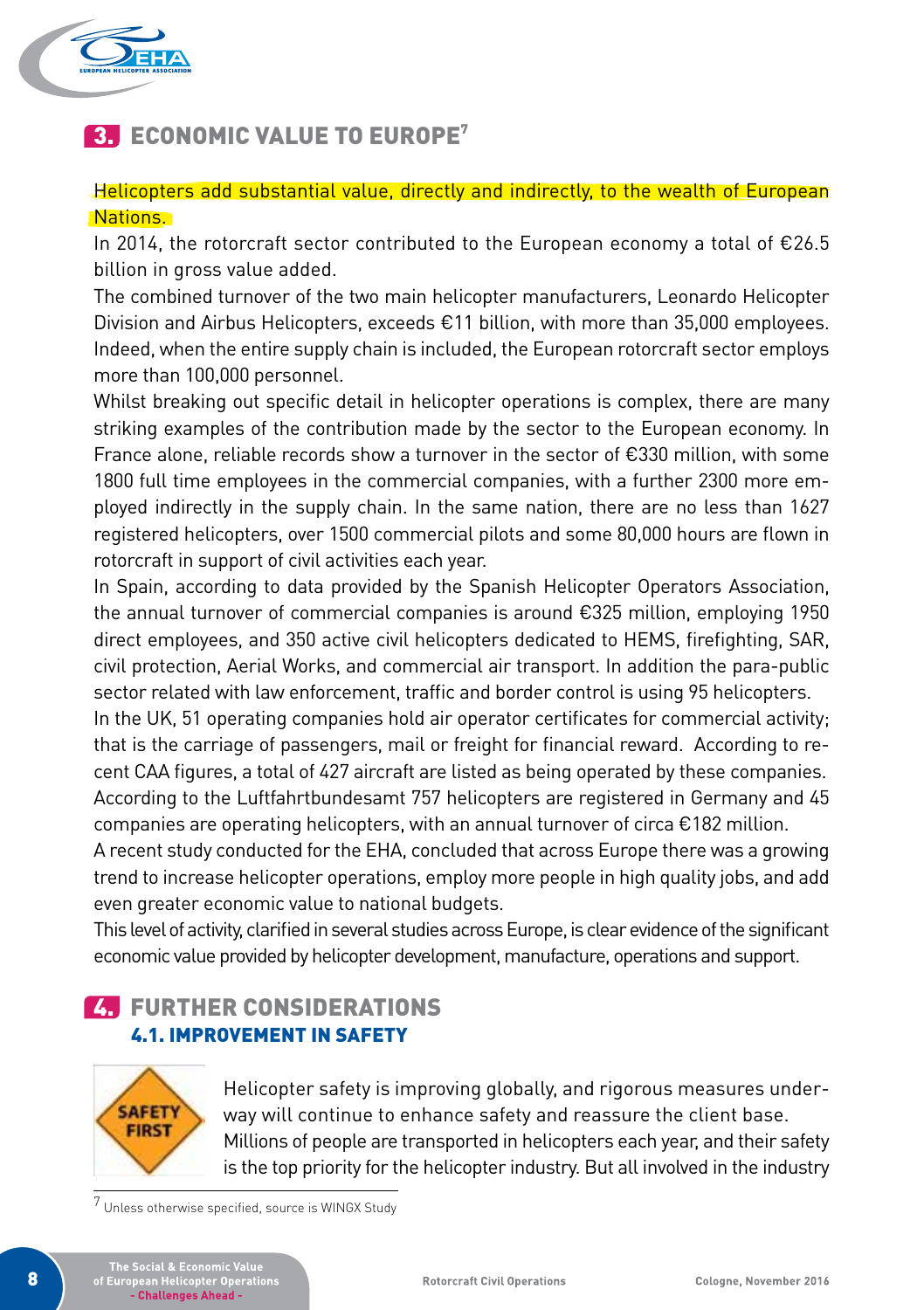## 3. ECONOMIC VALUE TO EUROPE[7]

Helicopters add substantial value, directly and indirectly, to the wealth of European Nations.

In 2014, the rotorcraft sector contributed to the European economy a total of €26.5 billion in gross value added.

The combined turnover of the two main helicopter manufacturers, Leonardo Helicopter Division and Airbus Helicopters, exceeds €11 billion, with more than 35,000 employees. Indeed, when the entire supply chain is included, the European rotorcraft sector employs more than 100,000 personnel.

Whilst breaking out specific detail in helicopter operations is complex, there are many striking examples of the contribution made by the sector to the European economy. In France alone, reliable records show a turnover in the sector of €330 million, with some 1800 full time employees in the commercial companies, with a further 2300 more employed indirectly in the supply chain. In the same nation, there are no less than 1627 registered helicopters, over 1500 commercial pilots and some 80,000 hours are flown in rotorcraft in support of civil activities each year.

In Spain, according to data provided by the Spanish Helicopter Operators Association, the annual turnover of commercial companies is around €325 million, employing 1950 direct employees, and 350 active civil helicopters dedicated to HEMS, firefighting, SAR, civil protection, Aerial Works, and commercial air transport. In addition the para-public sector related with law enforcement, traffic and border control is using 95 helicopters.

In the UK, 51 operating companies hold air operator certificates for commercial activity; that is the carriage of passengers, mail or freight for financial reward. According to recent CAA figures, a total of 427 aircraft are listed as being operated by these companies.

According to the Luftfahrtbundesamt 757 helicopters are registered in Germany and 45 companies are operating helicopters, with an annual turnover of circa €182 million.

A recent study conducted for the EHA, concluded that across Europe there was a growing trend to increase helicopter operations, employ more people in high quality jobs, and add even greater economic value to national budgets.

This level of activity, clarified in several studies across Europe, is clear evidence of the significant economic value provided by helicopter development, manufacture, operations and support.

## 4. FURTHER CONSIDERATIONS

### 4.1. IMPROVEMENT IN SAFETY

Helicopter safety is improving globally, and rigorous measures underway will continue to enhance safety and reassure the client base. Millions of people are transported in helicopters each year, and their safety is the top priority for the helicopter industry. But all involved in the industry

---

[7] Unless otherwise specified, source is WINGX Study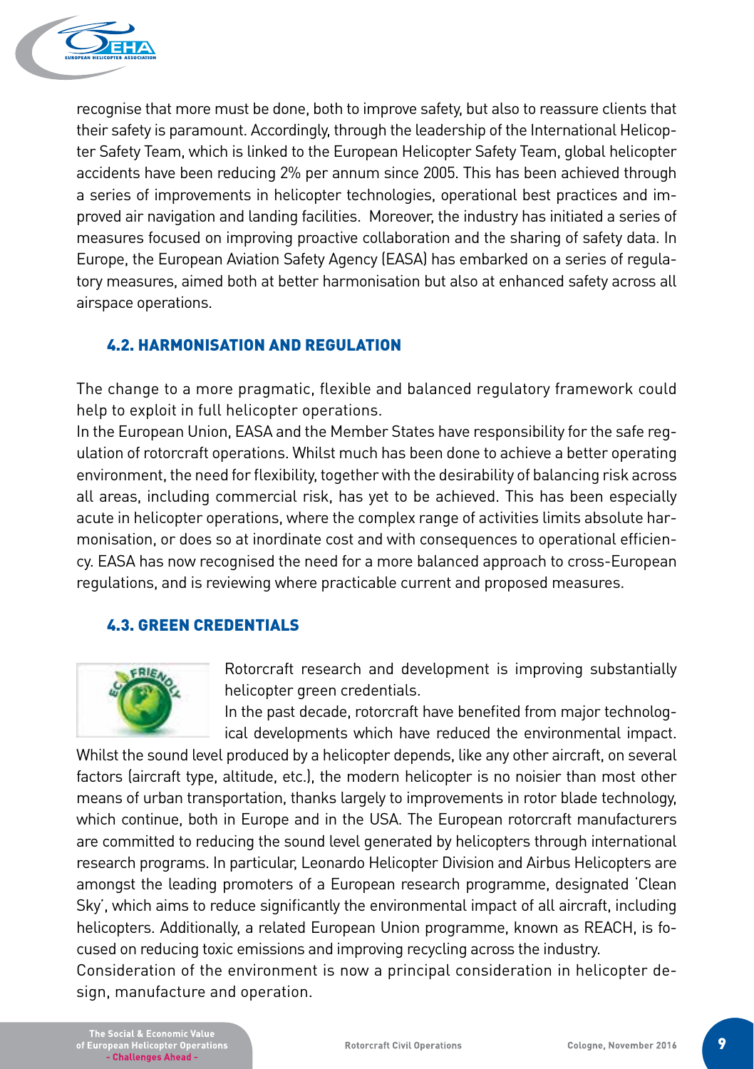recognise that more must be done, both to improve safety, but also to reassure clients that their safety is paramount. Accordingly, through the leadership of the International Helicopter Safety Team, which is linked to the European Helicopter Safety Team, global helicopter accidents have been reducing 2% per annum since 2005. This has been achieved through a series of improvements in helicopter technologies, operational best practices and improved air navigation and landing facilities. Moreover, the industry has initiated a series of measures focused on improving proactive collaboration and the sharing of safety data. In Europe, the European Aviation Safety Agency (EASA) has embarked on a series of regulatory measures, aimed both at better harmonisation but also at enhanced safety across all airspace operations.

### 4.2. HARMONISATION AND REGULATION

The change to a more pragmatic, flexible and balanced regulatory framework could help to exploit in full helicopter operations.

In the European Union, EASA and the Member States have responsibility for the safe regulation of rotorcraft operations. Whilst much has been done to achieve a better operating environment, the need for flexibility, together with the desirability of balancing risk across all areas, including commercial risk, has yet to be achieved. This has been especially acute in helicopter operations, where the complex range of activities limits absolute harmonisation, or does so at inordinate cost and with consequences to operational efficiency. EASA has now recognised the need for a more balanced approach to cross-European regulations, and is reviewing where practicable current and proposed measures.

### 4.3. GREEN CREDENTIALS

Rotorcraft research and development is improving substantially helicopter green credentials.

In the past decade, rotorcraft have benefited from major technological developments which have reduced the environmental impact. Whilst the sound level produced by a helicopter depends, like any other aircraft, on several factors (aircraft type, altitude, etc.), the modern helicopter is no noisier than most other means of urban transportation, thanks largely to improvements in rotor blade technology, which continue, both in Europe and in the USA. The European rotorcraft manufacturers are committed to reducing the sound level generated by helicopters through international research programs. In particular, Leonardo Helicopter Division and Airbus Helicopters are amongst the leading promoters of a European research programme, designated 'Clean Sky', which aims to reduce significantly the environmental impact of all aircraft, including helicopters. Additionally, a related European Union programme, known as REACH, is focused on reducing toxic emissions and improving recycling across the industry.

Consideration of the environment is now a principal consideration in helicopter design, manufacture and operation.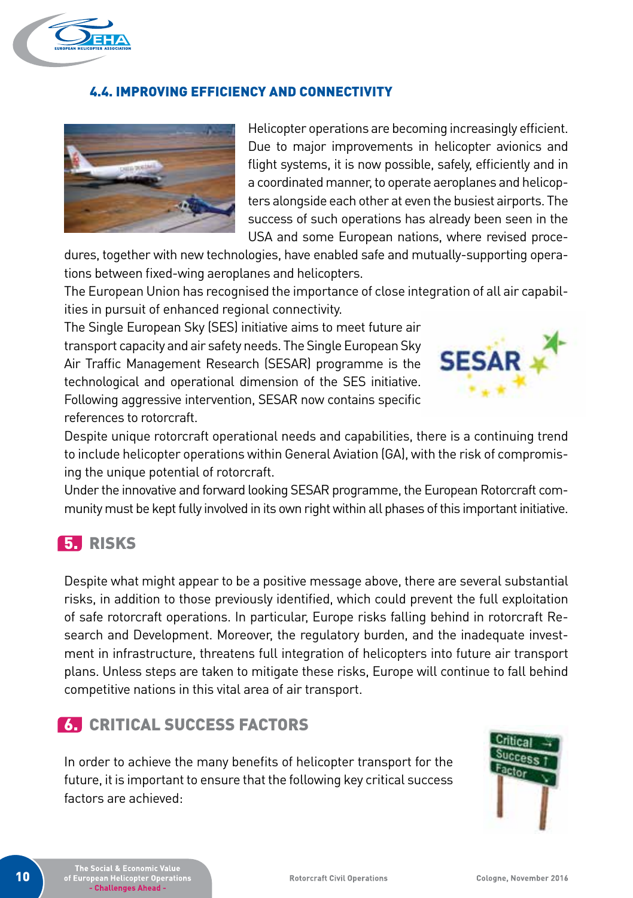### 4.4. IMPROVING EFFICIENCY AND CONNECTIVITY

Helicopter operations are becoming increasingly efficient. Due to major improvements in helicopter avionics and flight systems, it is now possible, safely, efficiently and in a coordinated manner, to operate aeroplanes and helicopters alongside each other at even the busiest airports. The success of such operations has already been seen in the USA and some European nations, where revised procedures, together with new technologies, have enabled safe and mutually-supporting operations between fixed-wing aeroplanes and helicopters.

The European Union has recognised the importance of close integration of all air capabilities in pursuit of enhanced regional connectivity.

The Single European Sky (SES) initiative aims to meet future air transport capacity and air safety needs. The Single European Sky Air Traffic Management Research (SESAR) programme is the technological and operational dimension of the SES initiative. Following aggressive intervention, SESAR now contains specific references to rotorcraft.

Despite unique rotorcraft operational needs and capabilities, there is a continuing trend to include helicopter operations within General Aviation (GA), with the risk of compromising the unique potential of rotorcraft.

Under the innovative and forward looking SESAR programme, the European Rotorcraft community must be kept fully involved in its own right within all phases of this important initiative.

## 5. RISKS

Despite what might appear to be a positive message above, there are several substantial risks, in addition to those previously identified, which could prevent the full exploitation of safe rotorcraft operations. In particular, Europe risks falling behind in rotorcraft Research and Development. Moreover, the regulatory burden, and the inadequate investment in infrastructure, threatens full integration of helicopters into future air transport plans. Unless steps are taken to mitigate these risks, Europe will continue to fall behind competitive nations in this vital area of air transport.

## 6. CRITICAL SUCCESS FACTORS

In order to achieve the many benefits of helicopter transport for the future, it is important to ensure that the following key critical success factors are achieved: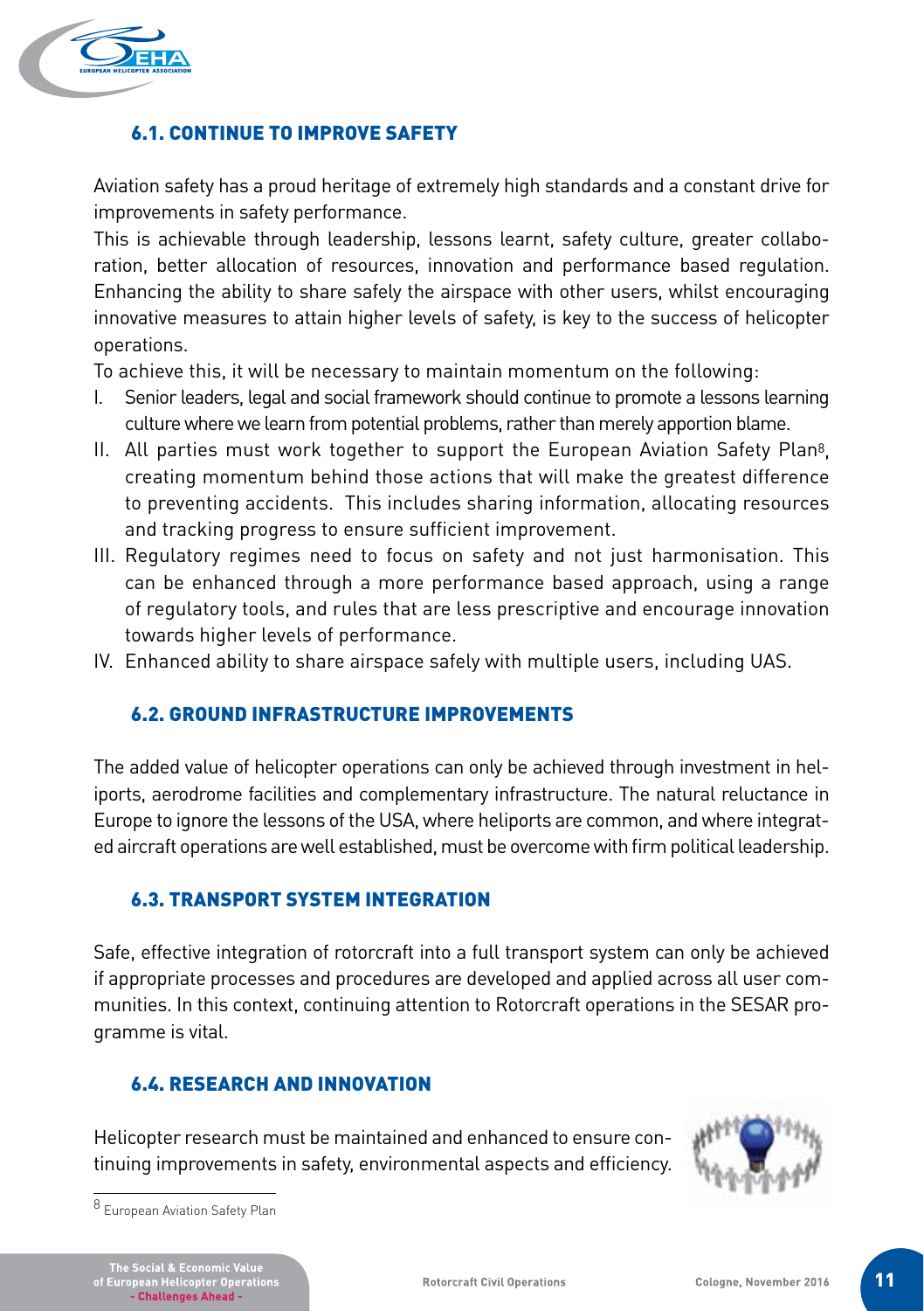## 6.1. CONTINUE TO IMPROVE SAFETY

Aviation safety has a proud heritage of extremely high standards and a constant drive for improvements in safety performance.

This is achievable through leadership, lessons learnt, safety culture, greater collaboration, better allocation of resources, innovation and performance based regulation. Enhancing the ability to share safely the airspace with other users, whilst encouraging innovative measures to attain higher levels of safety, is key to the success of helicopter operations.

To achieve this, it will be necessary to maintain momentum on the following:

I. Senior leaders, legal and social framework should continue to promote a lessons learning culture where we learn from potential problems, rather than merely apportion blame.

II. All parties must work together to support the European Aviation Safety Plan[8], creating momentum behind those actions that will make the greatest difference to preventing accidents. This includes sharing information, allocating resources and tracking progress to ensure sufficient improvement.

III. Regulatory regimes need to focus on safety and not just harmonisation. This can be enhanced through a more performance based approach, using a range of regulatory tools, and rules that are less prescriptive and encourage innovation towards higher levels of performance.

IV. Enhanced ability to share airspace safely with multiple users, including UAS.

## 6.2. GROUND INFRASTRUCTURE IMPROVEMENTS

The added value of helicopter operations can only be achieved through investment in heliports, aerodrome facilities and complementary infrastructure. The natural reluctance in Europe to ignore the lessons of the USA, where heliports are common, and where integrated aircraft operations are well established, must be overcome with firm political leadership.

## 6.3. TRANSPORT SYSTEM INTEGRATION

Safe, effective integration of rotorcraft into a full transport system can only be achieved if appropriate processes and procedures are developed and applied across all user communities. In this context, continuing attention to Rotorcraft operations in the SESAR programme is vital.

## 6.4. RESEARCH AND INNOVATION

Helicopter research must be maintained and enhanced to ensure continuing improvements in safety, environmental aspects and efficiency.

[8] European Aviation Safety Plan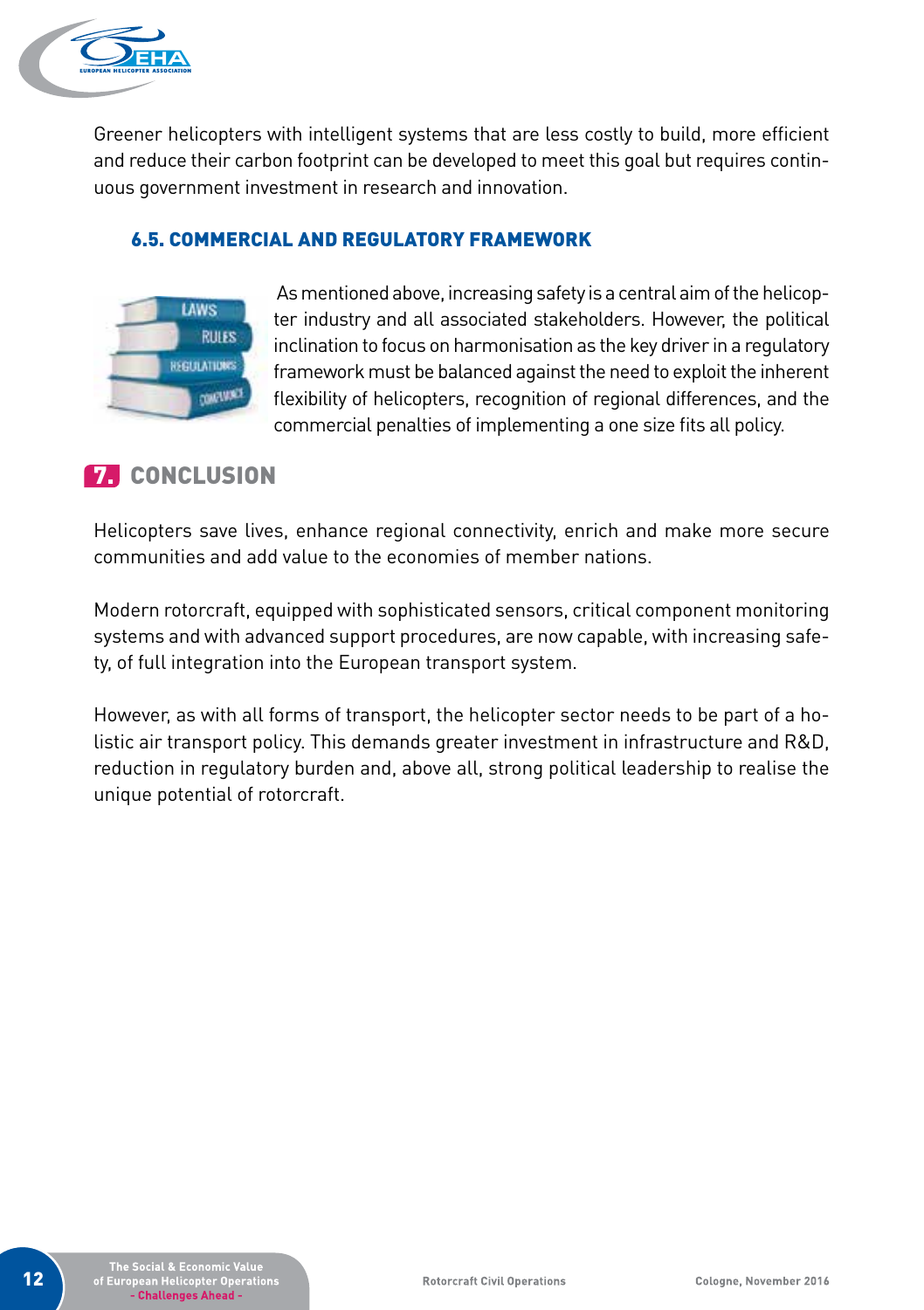Greener helicopters with intelligent systems that are less costly to build, more efficient and reduce their carbon footprint can be developed to meet this goal but requires continuous government investment in research and innovation.

### 6.5. COMMERCIAL AND REGULATORY FRAMEWORK

As mentioned above, increasing safety is a central aim of the helicopter industry and all associated stakeholders. However, the political inclination to focus on harmonisation as the key driver in a regulatory framework must be balanced against the need to exploit the inherent flexibility of helicopters, recognition of regional differences, and the commercial penalties of implementing a one size fits all policy.

## 7. CONCLUSION

Helicopters save lives, enhance regional connectivity, enrich and make more secure communities and add value to the economies of member nations.

Modern rotorcraft, equipped with sophisticated sensors, critical component monitoring systems and with advanced support procedures, are now capable, with increasing safety, of full integration into the European transport system.

However, as with all forms of transport, the helicopter sector needs to be part of a holistic air transport policy. This demands greater investment in infrastructure and R&D, reduction in regulatory burden and, above all, strong political leadership to realise the unique potential of rotorcraft.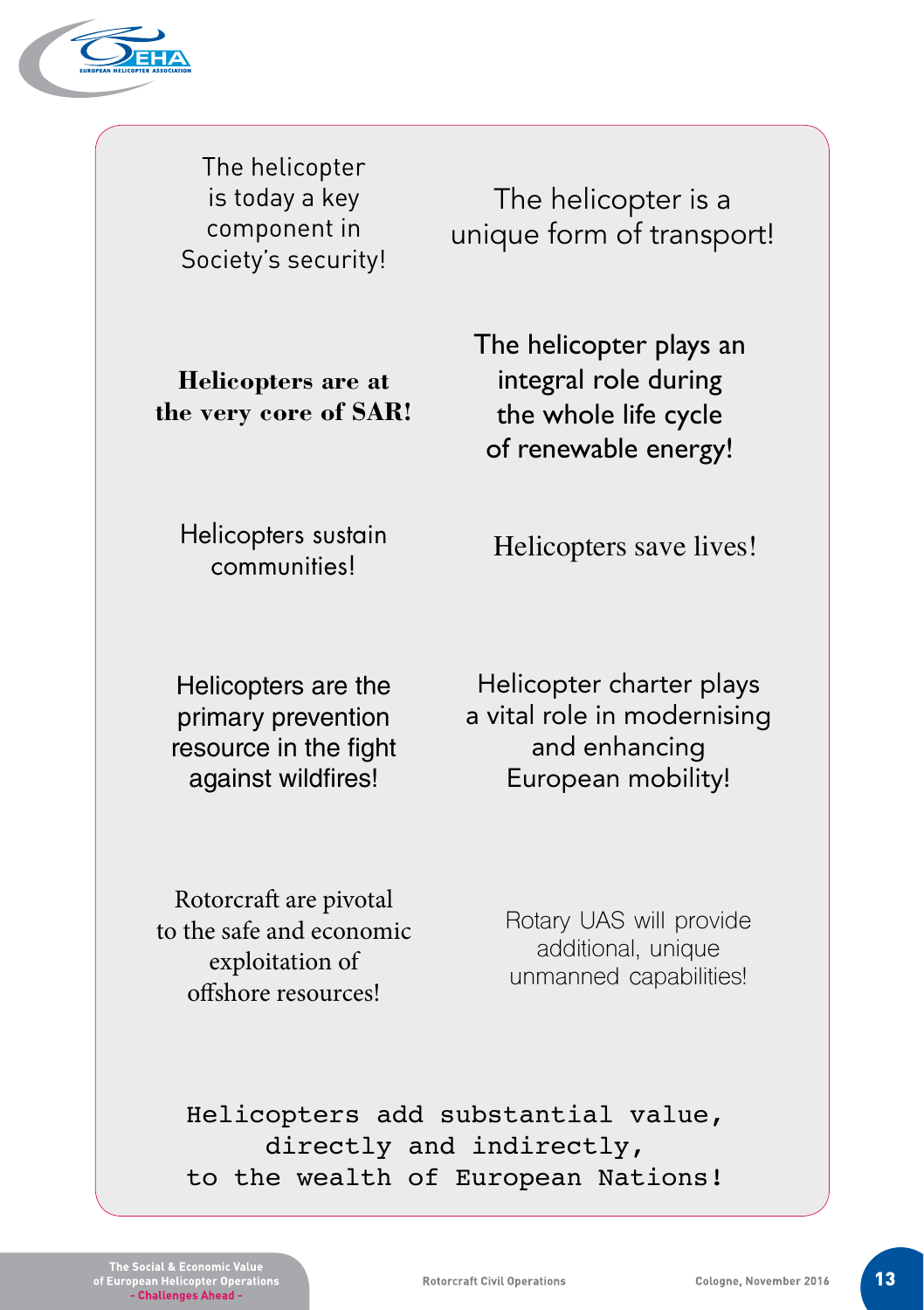The helicopter is today a key component in Society's security!

The helicopter is a unique form of transport!

**Helicopters are at the very core of SAR!**

The helicopter plays an integral role during the whole life cycle of renewable energy!

Helicopters sustain communities!

Helicopters save lives!

Helicopters are the primary prevention resource in the fight against wildfires!

Helicopter charter plays a vital role in modernising and enhancing European mobility!

Rotorcraft are pivotal to the safe and economic exploitation of offshore resources!

Rotary UAS will provide additional, unique unmanned capabilities!

Helicopters add substantial value, directly and indirectly, to the wealth of European Nations!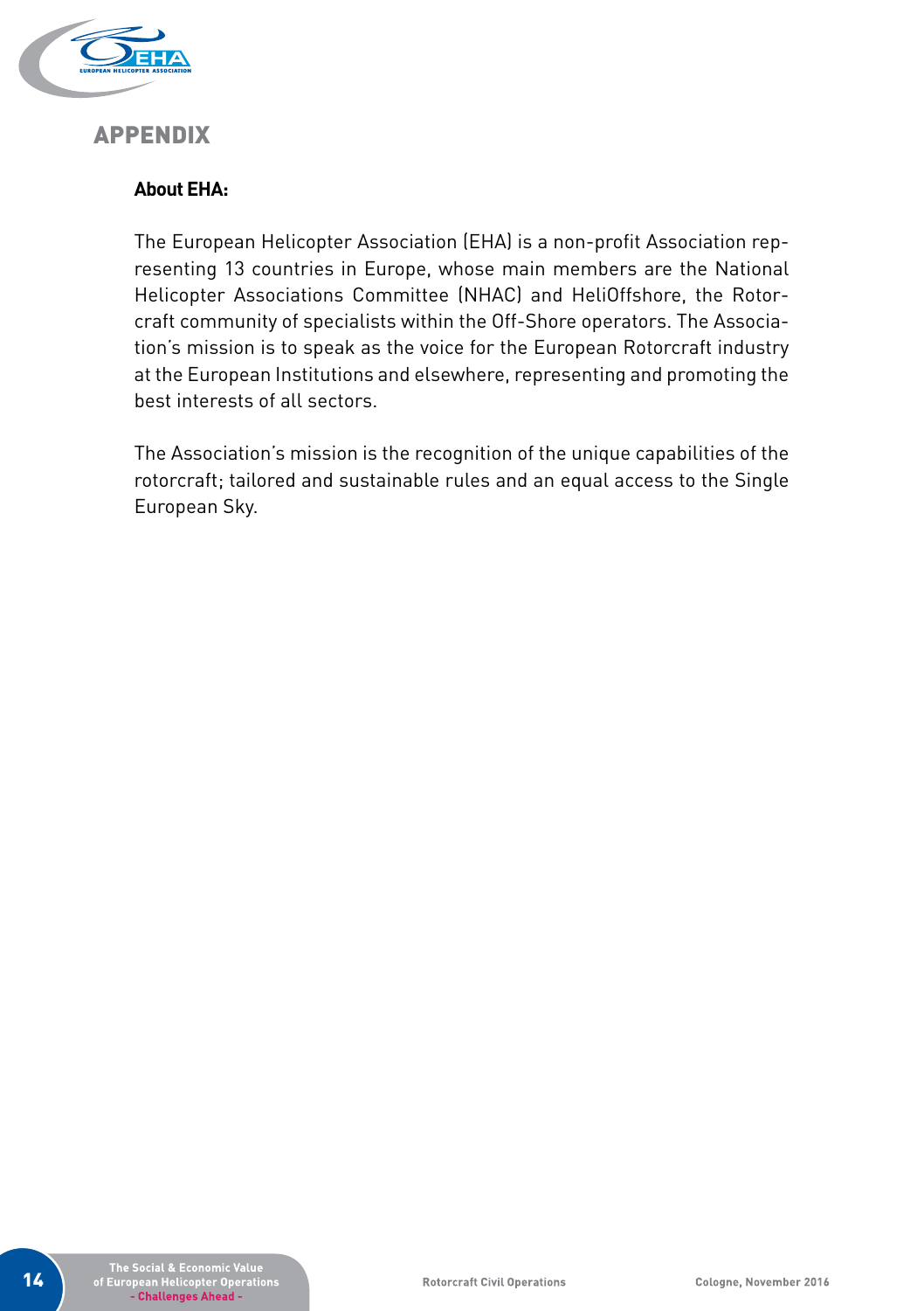# APPENDIX

**About EHA:**

The European Helicopter Association (EHA) is a non-profit Association representing 13 countries in Europe, whose main members are the National Helicopter Associations Committee (NHAC) and HeliOffshore, the Rotorcraft community of specialists within the Off-Shore operators. The Association's mission is to speak as the voice for the European Rotorcraft industry at the European Institutions and elsewhere, representing and promoting the best interests of all sectors.

The Association's mission is the recognition of the unique capabilities of the rotorcraft; tailored and sustainable rules and an equal access to the Single European Sky.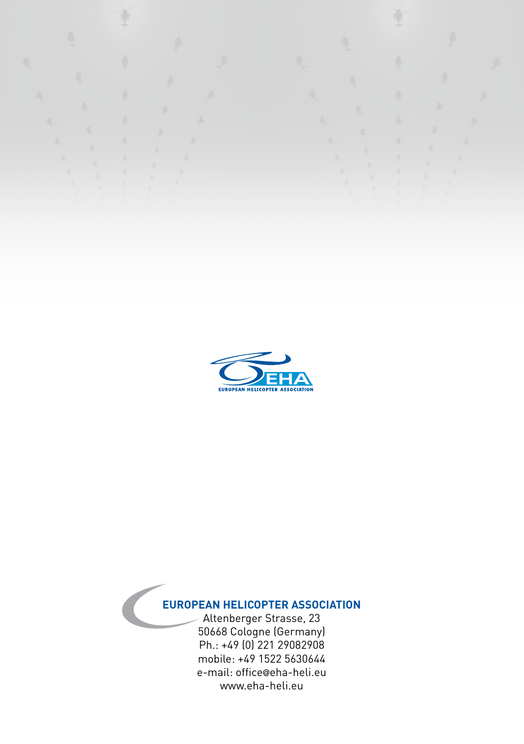EHA
EUROPEAN HELICOPTER ASSOCIATION

**EUROPEAN HELICOPTER ASSOCIATION**

Altenberger Strasse, 23
50668 Cologne (Germany)
Ph.: +49 (0) 221 29082908
mobile: +49 1522 5630644
e-mail: office@eha-heli.eu
www.eha-heli.eu